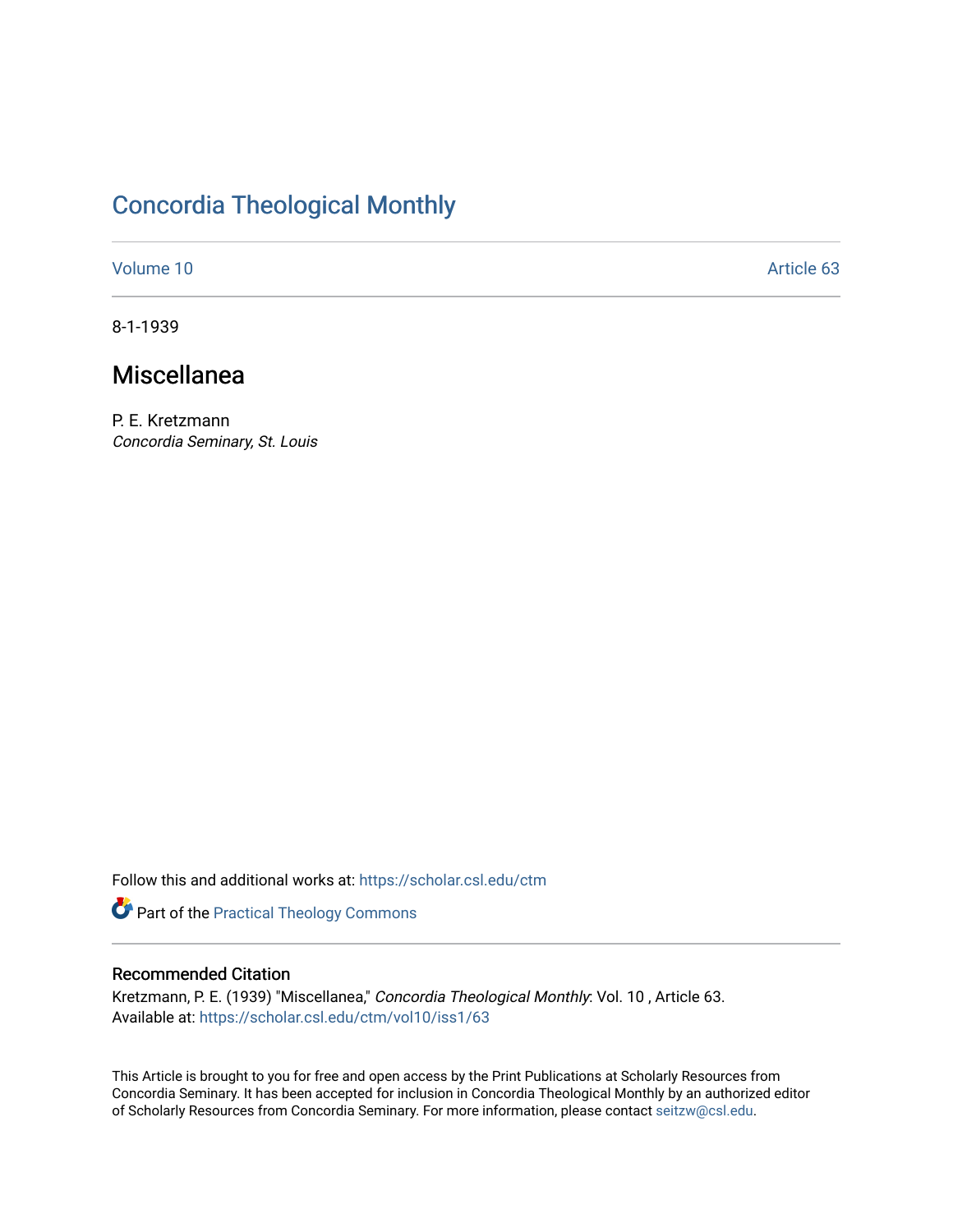# Concordia Theological Monthly

Volume 10 Article 63

8-1-1939

## Miscellanea

P. E. Kretzmann
*Concordia Seminary, St. Louis*

Follow this and additional works at: https://scholar.csl.edu/ctm

Part of the Practical Theology Commons

### Recommended Citation

Kretzmann, P. E. (1939) "Miscellanea," *Concordia Theological Monthly*: Vol. 10 , Article 63.
Available at: https://scholar.csl.edu/ctm/vol10/iss1/63

This Article is brought to you for free and open access by the Print Publications at Scholarly Resources from Concordia Seminary. It has been accepted for inclusion in Concordia Theological Monthly by an authorized editor of Scholarly Resources from Concordia Seminary. For more information, please contact seitzw@csl.edu.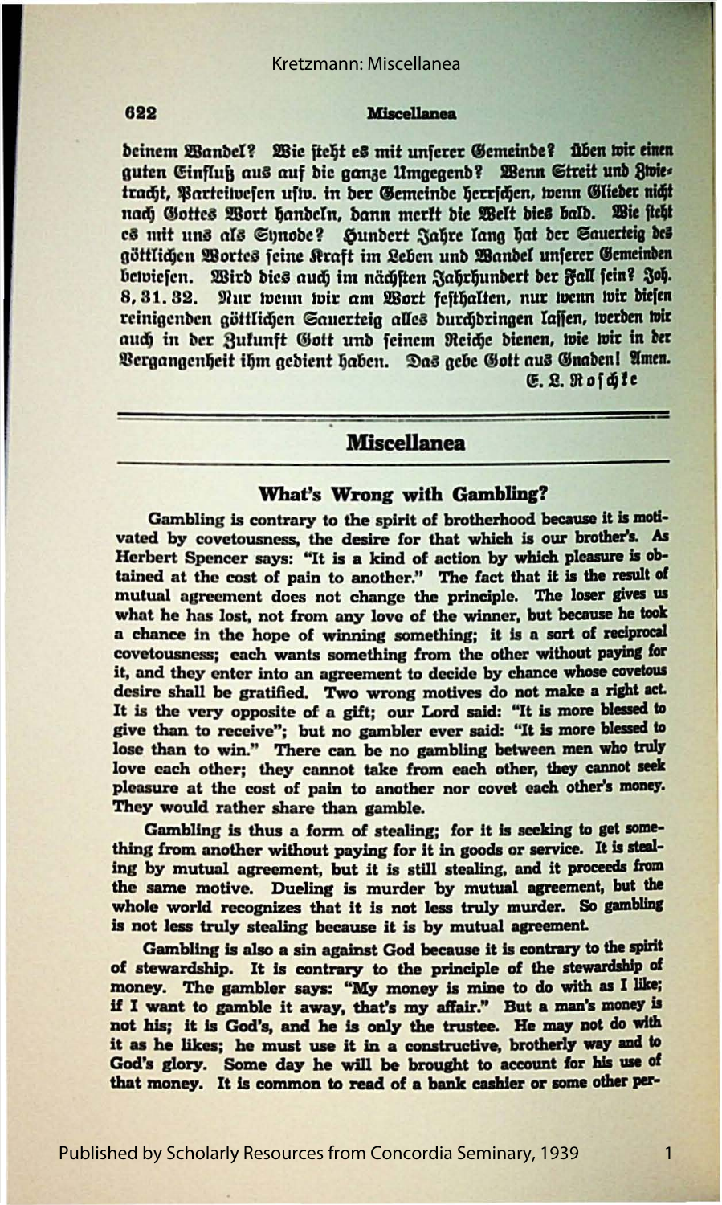deinem Wandel? Wie steht es mit unserer Gemeinde? Üben wir einen guten Einfluß aus auf die ganze Umgegend? Wenn Streit und Zwietracht, Parteiwesen usw. in der Gemeinde herrschen, wenn Glieder nicht nach Gottes Wort handeln, dann merkt die Welt dies bald. Wie steht es mit uns als Synode? Hundert Jahre lang hat der Sauerteig des göttlichen Wortes seine Kraft im Leben und Wandel unserer Gemeinden bewiesen. Wird dies auch im nächsten Jahrhundert der Fall sein? Joh. 8, 31. 32. Nur wenn wir am Wort festhalten, nur wenn wir diesen reinigenden göttlichen Sauerteig alles durchdringen lassen, werden wir auch in der Zukunft Gott und seinem Reiche dienen, wie wir in der Vergangenheit ihm gedient haben. Das gebe Gott aus Gnaden! Amen.

E. L. Roschke

## Miscellanea

### What's Wrong with Gambling?

Gambling is contrary to the spirit of brotherhood because it is motivated by covetousness, the desire for that which is our brother's. As Herbert Spencer says: "It is a kind of action by which pleasure is obtained at the cost of pain to another." The fact that it is the result of mutual agreement does not change the principle. The loser gives us what he has lost, not from any love of the winner, but because he took a chance in the hope of winning something; it is a sort of reciprocal covetousness; each wants something from the other without paying for it, and they enter into an agreement to decide by chance whose covetous desire shall be gratified. Two wrong motives do not make a right act. It is the very opposite of a gift; our Lord said: "It is more blessed to give than to receive"; but no gambler ever said: "It is more blessed to lose than to win." There can be no gambling between men who truly love each other; they cannot take from each other, they cannot seek pleasure at the cost of pain to another nor covet each other's money. They would rather share than gamble.

Gambling is thus a form of stealing; for it is seeking to get something from another without paying for it in goods or service. It is stealing by mutual agreement, but it is still stealing, and it proceeds from the same motive. Dueling is murder by mutual agreement, but the whole world recognizes that it is not less truly murder. So gambling is not less truly stealing because it is by mutual agreement.

Gambling is also a sin against God because it is contrary to the spirit of stewardship. It is contrary to the principle of the stewardship of money. The gambler says: "My money is mine to do with as I like; if I want to gamble it away, that's my affair." But a man's money is not his; it is God's, and he is only the trustee. He may not do with it as he likes; he must use it in a constructive, brotherly way and to God's glory. Some day he will be brought to account for his use of that money. It is common to read of a bank cashier or some other per-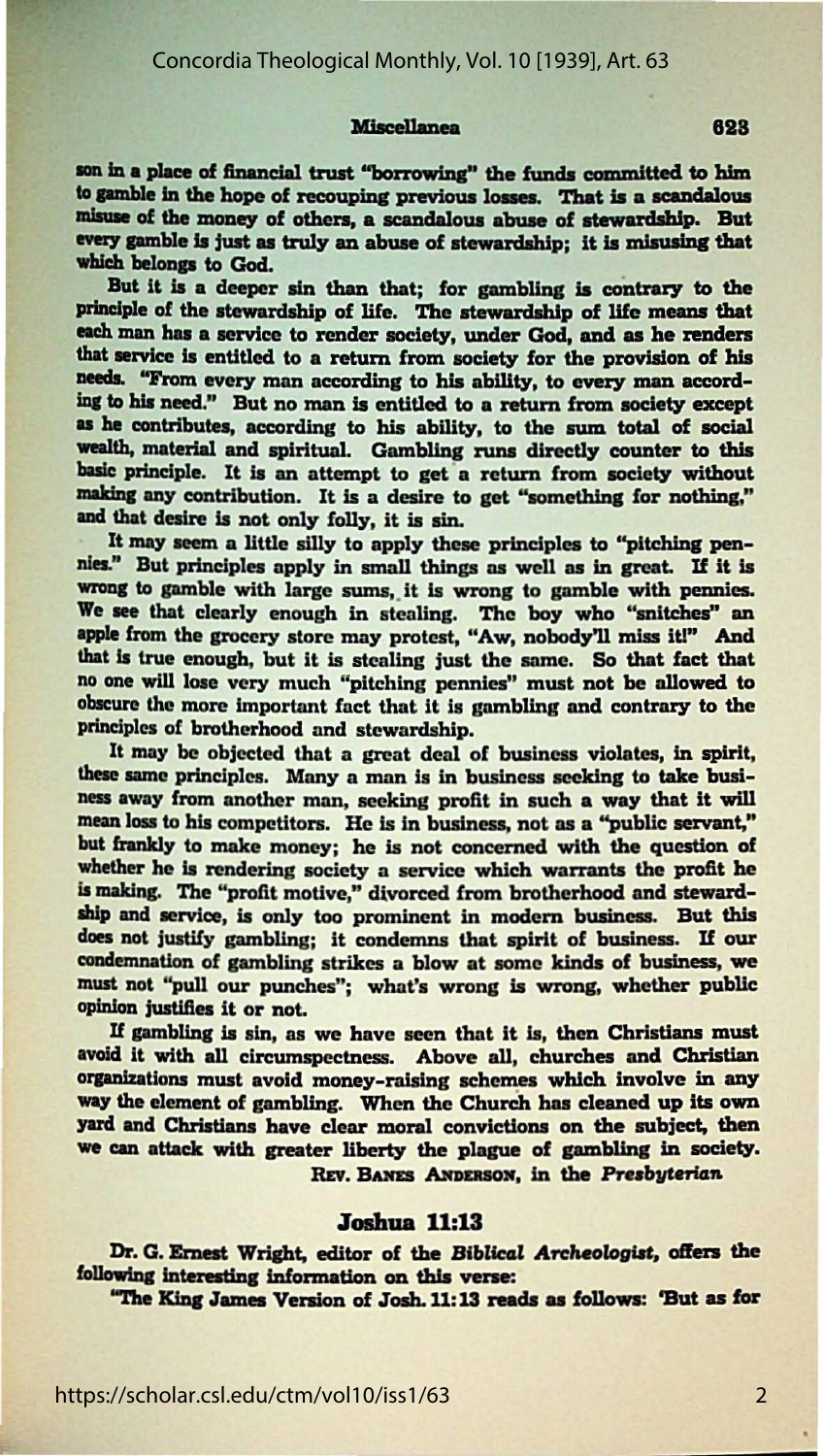son in a place of financial trust "borrowing" the funds committed to him to gamble in the hope of recouping previous losses. That is a scandalous misuse of the money of others, a scandalous abuse of stewardship. But every gamble is just as truly an abuse of stewardship; it is misusing that which belongs to God.

But it is a deeper sin than that; for gambling is contrary to the principle of the stewardship of life. The stewardship of life means that each man has a service to render society, under God, and as he renders that service is entitled to a return from society for the provision of his needs. "From every man according to his ability, to every man according to his need." But no man is entitled to a return from society except as he contributes, according to his ability, to the sum total of social wealth, material and spiritual. Gambling runs directly counter to this basic principle. It is an attempt to get a return from society without making any contribution. It is a desire to get "something for nothing," and that desire is not only folly, it is sin.

It may seem a little silly to apply these principles to "pitching pennies." But principles apply in small things as well as in great. If it is wrong to gamble with large sums, it is wrong to gamble with pennies. We see that clearly enough in stealing. The boy who "snitches" an apple from the grocery store may protest, "Aw, nobody'll miss it!" And that is true enough, but it is stealing just the same. So that fact that no one will lose very much "pitching pennies" must not be allowed to obscure the more important fact that it is gambling and contrary to the principles of brotherhood and stewardship.

It may be objected that a great deal of business violates, in spirit, these same principles. Many a man is in business seeking to take business away from another man, seeking profit in such a way that it will mean loss to his competitors. He is in business, not as a "public servant," but frankly to make money; he is not concerned with the question of whether he is rendering society a service which warrants the profit he is making. The "profit motive," divorced from brotherhood and stewardship and service, is only too prominent in modern business. But this does not justify gambling; it condemns that spirit of business. If our condemnation of gambling strikes a blow at some kinds of business, we must not "pull our punches"; what's wrong is wrong, whether public opinion justifies it or not.

If gambling is sin, as we have seen that it is, then Christians must avoid it with all circumspectness. Above all, churches and Christian organizations must avoid money-raising schemes which involve in any way the element of gambling. When the Church has cleaned up its own yard and Christians have clear moral convictions on the subject, then we can attack with greater liberty the plague of gambling in society.

Rev. Banes Anderson, in the *Presbyterian*

## Joshua 11:13

Dr. G. Ernest Wright, editor of the *Biblical Archeologist*, offers the following interesting information on this verse:

"The King James Version of Josh. 11:13 reads as follows: 'But as for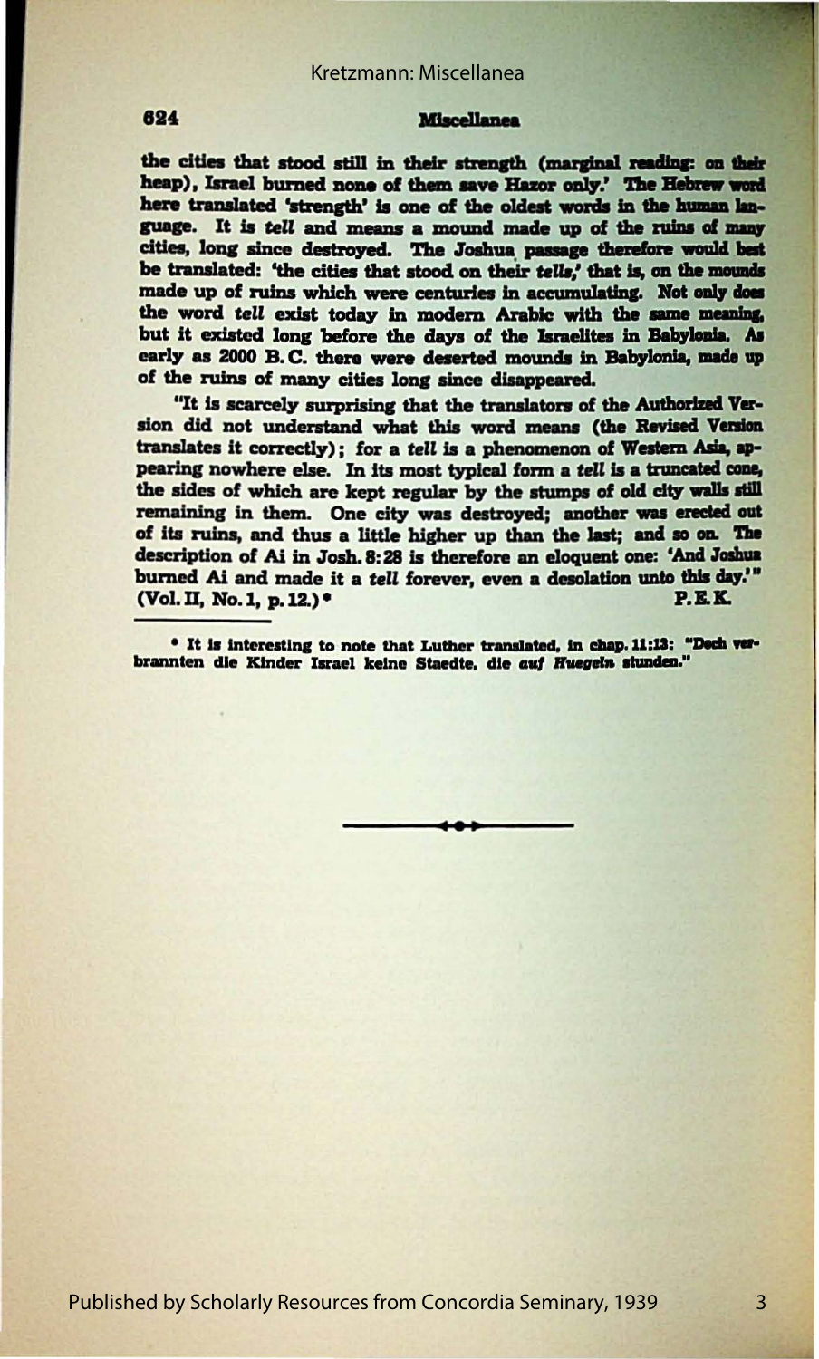the cities that stood still in their strength (marginal reading: on their heap), Israel burned none of them save Hazor only.' The Hebrew word here translated 'strength' is one of the oldest words in the human language. It is *tell* and means a mound made up of the ruins of many cities, long since destroyed. The Joshua passage therefore would best be translated: 'the cities that stood on their *tells*,' that is, on the mounds made up of ruins which were centuries in accumulating. Not only does the word *tell* exist today in modern Arabic with the same meaning, but it existed long before the days of the Israelites in Babylonia. As early as 2000 B.C. there were deserted mounds in Babylonia, made up of the ruins of many cities long since disappeared.

"It is scarcely surprising that the translators of the Authorized Version did not understand what this word means (the Revised Version translates it correctly); for a *tell* is a phenomenon of Western Asia, appearing nowhere else. In its most typical form a *tell* is a truncated cone, the sides of which are kept regular by the stumps of old city walls still remaining in them. One city was destroyed; another was erected out of its ruins, and thus a little higher up than the last; and so on. The description of Ai in Josh. 8:28 is therefore an eloquent one: 'And Joshua burned Ai and made it a *tell* forever, even a desolation unto this day.'" (Vol. II, No. 1, p. 12.)* P. E. K.

---

\* It is interesting to note that Luther translated, in chap. 11:13: "Doch verbrannten die Kinder Israel keine Staedte, die *auf Huegeln* stunden."